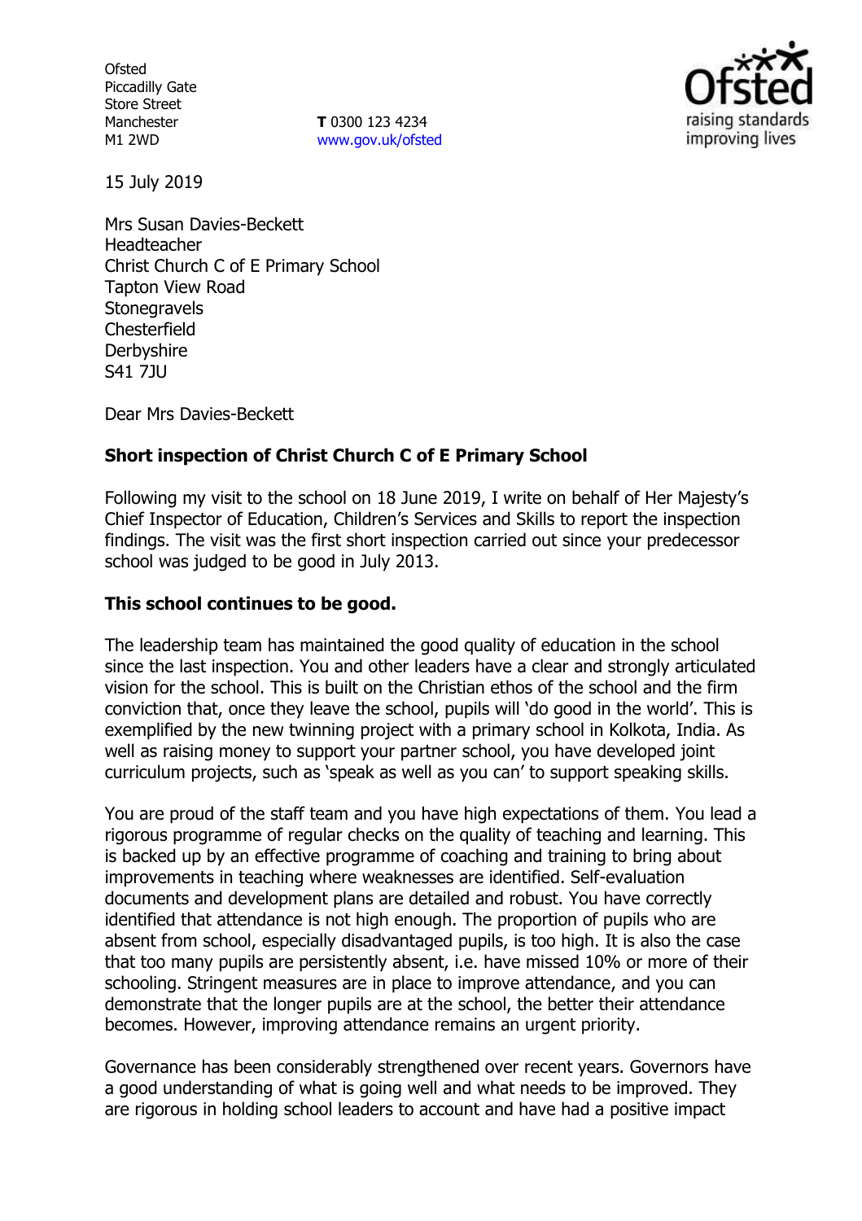Ofsted
Piccadilly Gate
Store Street
Manchester
M1 2WD

**T** 0300 123 4234
www.gov.uk/ofsted

15 July 2019

Mrs Susan Davies-Beckett
Headteacher
Christ Church C of E Primary School
Tapton View Road
Stonegravels
Chesterfield
Derbyshire
S41 7JU

Dear Mrs Davies-Beckett

**Short inspection of Christ Church C of E Primary School**

Following my visit to the school on 18 June 2019, I write on behalf of Her Majesty's Chief Inspector of Education, Children's Services and Skills to report the inspection findings. The visit was the first short inspection carried out since your predecessor school was judged to be good in July 2013.

**This school continues to be good.**

The leadership team has maintained the good quality of education in the school since the last inspection. You and other leaders have a clear and strongly articulated vision for the school. This is built on the Christian ethos of the school and the firm conviction that, once they leave the school, pupils will 'do good in the world'. This is exemplified by the new twinning project with a primary school in Kolkota, India. As well as raising money to support your partner school, you have developed joint curriculum projects, such as 'speak as well as you can' to support speaking skills.

You are proud of the staff team and you have high expectations of them. You lead a rigorous programme of regular checks on the quality of teaching and learning. This is backed up by an effective programme of coaching and training to bring about improvements in teaching where weaknesses are identified. Self-evaluation documents and development plans are detailed and robust. You have correctly identified that attendance is not high enough. The proportion of pupils who are absent from school, especially disadvantaged pupils, is too high. It is also the case that too many pupils are persistently absent, i.e. have missed 10% or more of their schooling. Stringent measures are in place to improve attendance, and you can demonstrate that the longer pupils are at the school, the better their attendance becomes. However, improving attendance remains an urgent priority.

Governance has been considerably strengthened over recent years. Governors have a good understanding of what is going well and what needs to be improved. They are rigorous in holding school leaders to account and have had a positive impact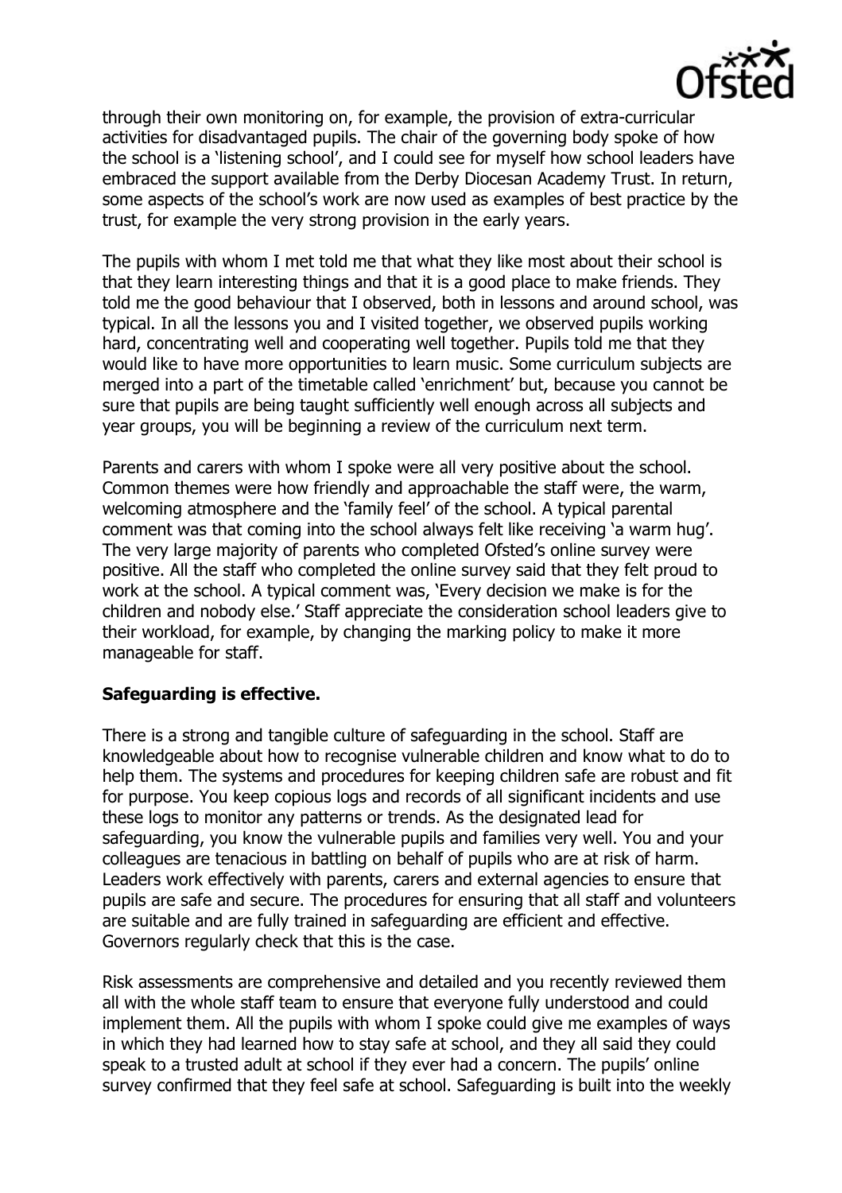through their own monitoring on, for example, the provision of extra-curricular activities for disadvantaged pupils. The chair of the governing body spoke of how the school is a 'listening school', and I could see for myself how school leaders have embraced the support available from the Derby Diocesan Academy Trust. In return, some aspects of the school's work are now used as examples of best practice by the trust, for example the very strong provision in the early years.

The pupils with whom I met told me that what they like most about their school is that they learn interesting things and that it is a good place to make friends. They told me the good behaviour that I observed, both in lessons and around school, was typical. In all the lessons you and I visited together, we observed pupils working hard, concentrating well and cooperating well together. Pupils told me that they would like to have more opportunities to learn music. Some curriculum subjects are merged into a part of the timetable called 'enrichment' but, because you cannot be sure that pupils are being taught sufficiently well enough across all subjects and year groups, you will be beginning a review of the curriculum next term.

Parents and carers with whom I spoke were all very positive about the school. Common themes were how friendly and approachable the staff were, the warm, welcoming atmosphere and the 'family feel' of the school. A typical parental comment was that coming into the school always felt like receiving 'a warm hug'. The very large majority of parents who completed Ofsted's online survey were positive. All the staff who completed the online survey said that they felt proud to work at the school. A typical comment was, 'Every decision we make is for the children and nobody else.' Staff appreciate the consideration school leaders give to their workload, for example, by changing the marking policy to make it more manageable for staff.

**Safeguarding is effective.**

There is a strong and tangible culture of safeguarding in the school. Staff are knowledgeable about how to recognise vulnerable children and know what to do to help them. The systems and procedures for keeping children safe are robust and fit for purpose. You keep copious logs and records of all significant incidents and use these logs to monitor any patterns or trends. As the designated lead for safeguarding, you know the vulnerable pupils and families very well. You and your colleagues are tenacious in battling on behalf of pupils who are at risk of harm. Leaders work effectively with parents, carers and external agencies to ensure that pupils are safe and secure. The procedures for ensuring that all staff and volunteers are suitable and are fully trained in safeguarding are efficient and effective. Governors regularly check that this is the case.

Risk assessments are comprehensive and detailed and you recently reviewed them all with the whole staff team to ensure that everyone fully understood and could implement them. All the pupils with whom I spoke could give me examples of ways in which they had learned how to stay safe at school, and they all said they could speak to a trusted adult at school if they ever had a concern. The pupils' online survey confirmed that they feel safe at school. Safeguarding is built into the weekly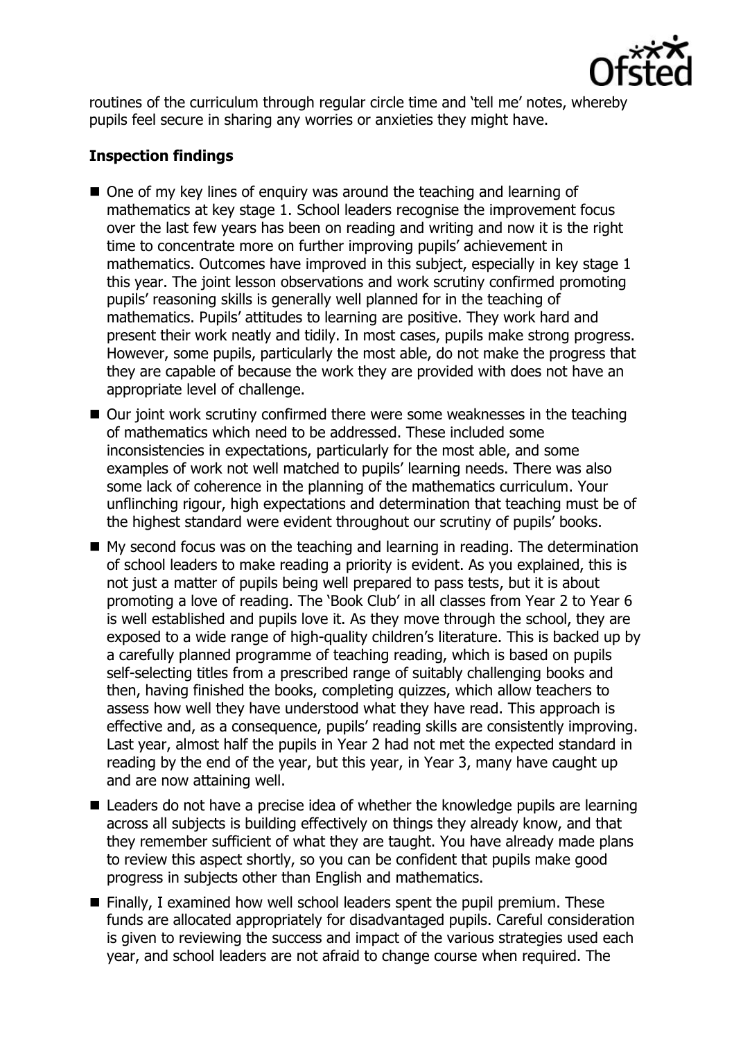routines of the curriculum through regular circle time and 'tell me' notes, whereby pupils feel secure in sharing any worries or anxieties they might have.

**Inspection findings**

- One of my key lines of enquiry was around the teaching and learning of mathematics at key stage 1. School leaders recognise the improvement focus over the last few years has been on reading and writing and now it is the right time to concentrate more on further improving pupils' achievement in mathematics. Outcomes have improved in this subject, especially in key stage 1 this year. The joint lesson observations and work scrutiny confirmed promoting pupils' reasoning skills is generally well planned for in the teaching of mathematics. Pupils' attitudes to learning are positive. They work hard and present their work neatly and tidily. In most cases, pupils make strong progress. However, some pupils, particularly the most able, do not make the progress that they are capable of because the work they are provided with does not have an appropriate level of challenge.
- Our joint work scrutiny confirmed there were some weaknesses in the teaching of mathematics which need to be addressed. These included some inconsistencies in expectations, particularly for the most able, and some examples of work not well matched to pupils' learning needs. There was also some lack of coherence in the planning of the mathematics curriculum. Your unflinching rigour, high expectations and determination that teaching must be of the highest standard were evident throughout our scrutiny of pupils' books.
- My second focus was on the teaching and learning in reading. The determination of school leaders to make reading a priority is evident. As you explained, this is not just a matter of pupils being well prepared to pass tests, but it is about promoting a love of reading. The 'Book Club' in all classes from Year 2 to Year 6 is well established and pupils love it. As they move through the school, they are exposed to a wide range of high-quality children's literature. This is backed up by a carefully planned programme of teaching reading, which is based on pupils self-selecting titles from a prescribed range of suitably challenging books and then, having finished the books, completing quizzes, which allow teachers to assess how well they have understood what they have read. This approach is effective and, as a consequence, pupils' reading skills are consistently improving. Last year, almost half the pupils in Year 2 had not met the expected standard in reading by the end of the year, but this year, in Year 3, many have caught up and are now attaining well.
- Leaders do not have a precise idea of whether the knowledge pupils are learning across all subjects is building effectively on things they already know, and that they remember sufficient of what they are taught. You have already made plans to review this aspect shortly, so you can be confident that pupils make good progress in subjects other than English and mathematics.
- Finally, I examined how well school leaders spent the pupil premium. These funds are allocated appropriately for disadvantaged pupils. Careful consideration is given to reviewing the success and impact of the various strategies used each year, and school leaders are not afraid to change course when required. The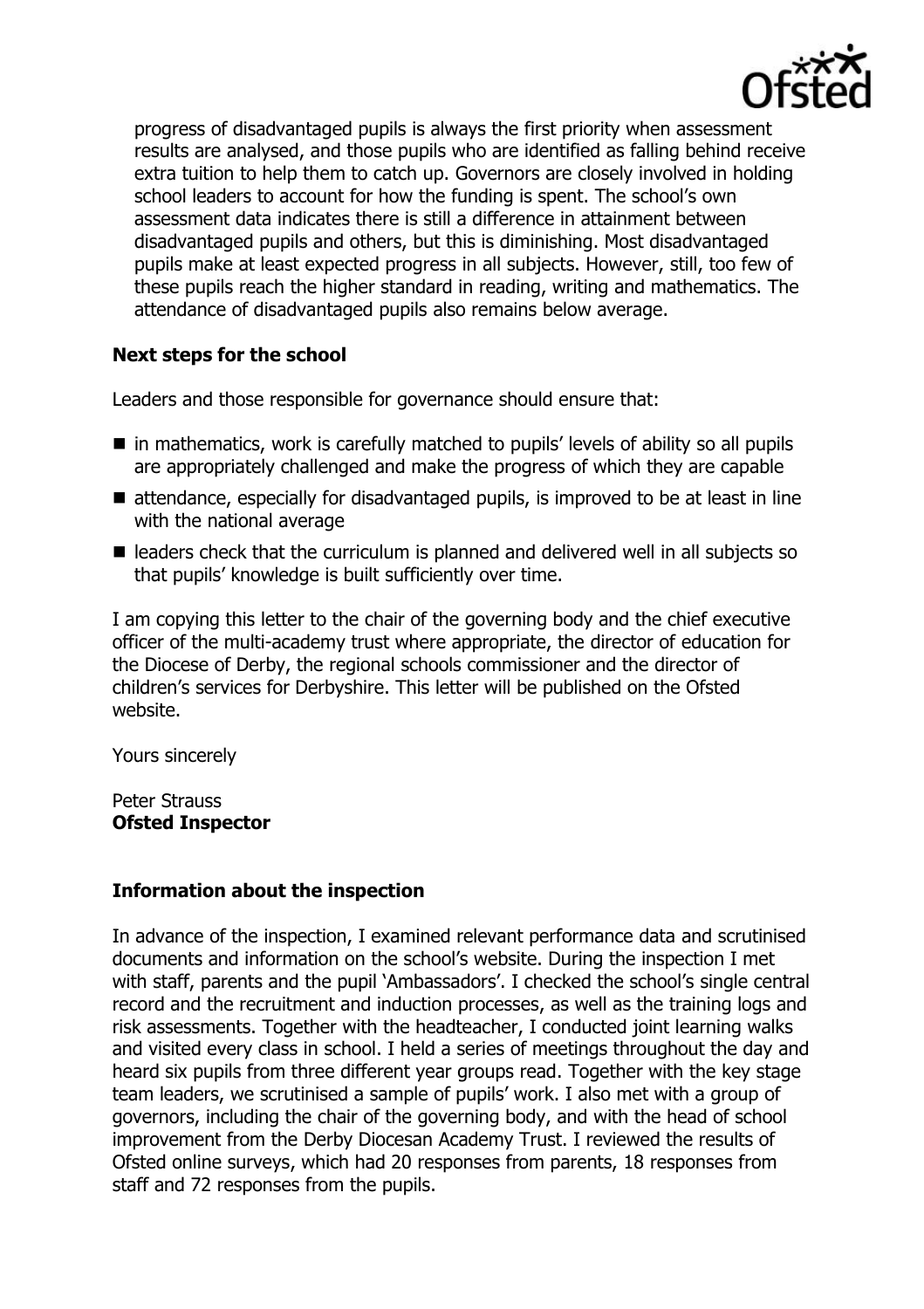progress of disadvantaged pupils is always the first priority when assessment results are analysed, and those pupils who are identified as falling behind receive extra tuition to help them to catch up. Governors are closely involved in holding school leaders to account for how the funding is spent. The school's own assessment data indicates there is still a difference in attainment between disadvantaged pupils and others, but this is diminishing. Most disadvantaged pupils make at least expected progress in all subjects. However, still, too few of these pupils reach the higher standard in reading, writing and mathematics. The attendance of disadvantaged pupils also remains below average.

### Next steps for the school

Leaders and those responsible for governance should ensure that:

- in mathematics, work is carefully matched to pupils' levels of ability so all pupils are appropriately challenged and make the progress of which they are capable
- attendance, especially for disadvantaged pupils, is improved to be at least in line with the national average
- leaders check that the curriculum is planned and delivered well in all subjects so that pupils' knowledge is built sufficiently over time.

I am copying this letter to the chair of the governing body and the chief executive officer of the multi-academy trust where appropriate, the director of education for the Diocese of Derby, the regional schools commissioner and the director of children's services for Derbyshire. This letter will be published on the Ofsted website.

Yours sincerely

Peter Strauss
**Ofsted Inspector**

### Information about the inspection

In advance of the inspection, I examined relevant performance data and scrutinised documents and information on the school's website. During the inspection I met with staff, parents and the pupil 'Ambassadors'. I checked the school's single central record and the recruitment and induction processes, as well as the training logs and risk assessments. Together with the headteacher, I conducted joint learning walks and visited every class in school. I held a series of meetings throughout the day and heard six pupils from three different year groups read. Together with the key stage team leaders, we scrutinised a sample of pupils' work. I also met with a group of governors, including the chair of the governing body, and with the head of school improvement from the Derby Diocesan Academy Trust. I reviewed the results of Ofsted online surveys, which had 20 responses from parents, 18 responses from staff and 72 responses from the pupils.